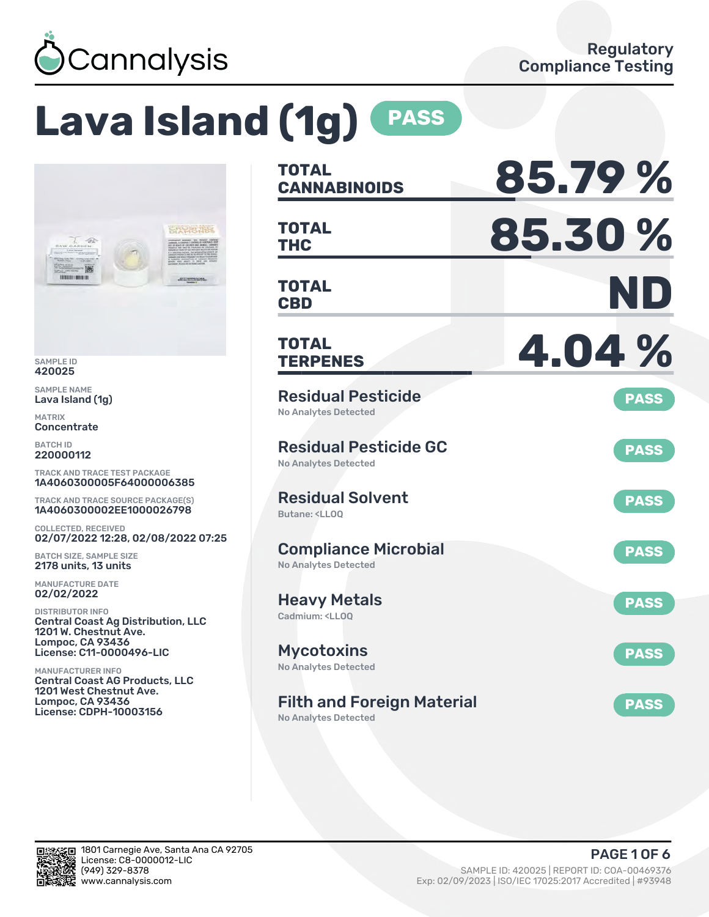# Cannalysis

Regulatory Compliance Testing

# Lava Island (1g) PASS

SAMPLE ID
420025

SAMPLE NAME
Lava Island (1g)

MATRIX
Concentrate

BATCH ID
220000112

TRACK AND TRACE TEST PACKAGE
1A4060300005F64000006385

TRACK AND TRACE SOURCE PACKAGE(S)
1A4060300002EE1000026798

COLLECTED, RECEIVED
02/07/2022 12:28, 02/08/2022 07:25

BATCH SIZE, SAMPLE SIZE
2178 units, 13 units

MANUFACTURE DATE
02/02/2022

DISTRIBUTOR INFO
Central Coast Ag Distribution, LLC
1201 W. Chestnut Ave.
Lompoc, CA 93436
License: C11-0000496-LIC

MANUFACTURER INFO
Central Coast AG Products, LLC
1201 West Chestnut Ave.
Lompoc, CA 93436
License: CDPH-10003156

| | |
|---|---|
| **TOTAL CANNABINOIDS** | **85.79 %** |
| **TOTAL THC** | **85.30 %** |
| **TOTAL CBD** | **ND** |
| **TOTAL TERPENES** | **4.04 %** |

| Test | Result | Status |
|---|---|---|
| Residual Pesticide | No Analytes Detected | PASS |
| Residual Pesticide GC | No Analytes Detected | PASS |
| Residual Solvent | Butane: <LLOQ | PASS |
| Compliance Microbial | No Analytes Detected | PASS |
| Heavy Metals | Cadmium: <LLOQ | PASS |
| Mycotoxins | No Analytes Detected | PASS |
| Filth and Foreign Material | No Analytes Detected | PASS |

1801 Carnegie Ave, Santa Ana CA 92705
License: C8-0000012-LIC
(949) 329-8378
www.cannalysis.com

SAMPLE ID: 420025 | REPORT ID: COA-00469376
Exp: 02/09/2023 | ISO/IEC 17025:2017 Accredited | #93948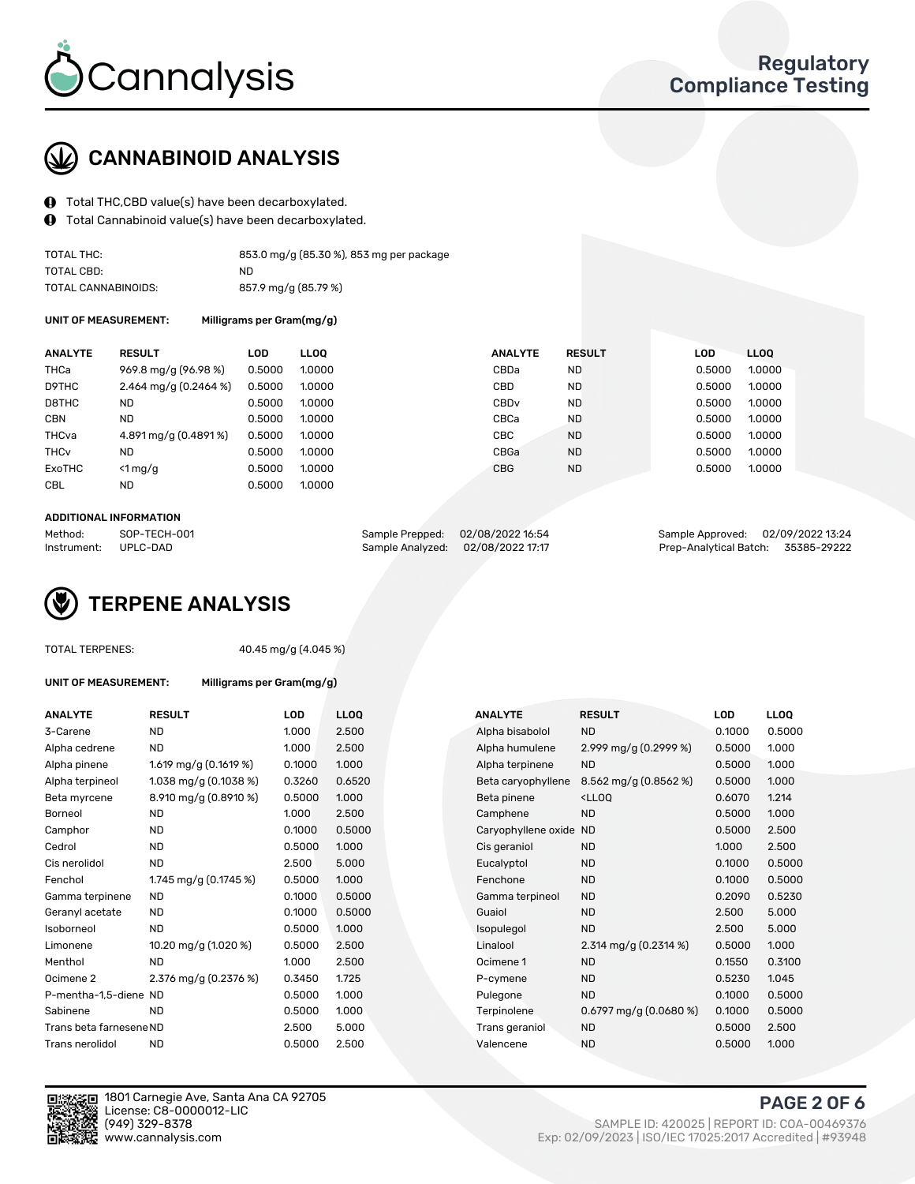# Cannalysis

## Regulatory Compliance Testing

## CANNABINOID ANALYSIS

- Total THC,CBD value(s) have been decarboxylated.
- Total Cannabinoid value(s) have been decarboxylated.

| | |
|---|---|
| TOTAL THC: | 853.0 mg/g (85.30 %), 853 mg per package |
| TOTAL CBD: | ND |
| TOTAL CANNABINOIDS: | 857.9 mg/g (85.79 %) |

**UNIT OF MEASUREMENT:** Milligrams per Gram(mg/g)

| ANALYTE | RESULT | LOD | LLOQ | ANALYTE | RESULT | LOD | LLOQ |
|---|---|---|---|---|---|---|---|
| THCa | 969.8 mg/g (96.98 %) | 0.5000 | 1.0000 | CBDa | ND | 0.5000 | 1.0000 |
| D9THC | 2.464 mg/g (0.2464 %) | 0.5000 | 1.0000 | CBD | ND | 0.5000 | 1.0000 |
| D8THC | ND | 0.5000 | 1.0000 | CBDv | ND | 0.5000 | 1.0000 |
| CBN | ND | 0.5000 | 1.0000 | CBCa | ND | 0.5000 | 1.0000 |
| THCva | 4.891 mg/g (0.4891 %) | 0.5000 | 1.0000 | CBC | ND | 0.5000 | 1.0000 |
| THCv | ND | 0.5000 | 1.0000 | CBGa | ND | 0.5000 | 1.0000 |
| ExoTHC | <1 mg/g | 0.5000 | 1.0000 | CBG | ND | 0.5000 | 1.0000 |
| CBL | ND | 0.5000 | 1.0000 | | | | |

**ADDITIONAL INFORMATION**

| | | | | | |
|---|---|---|---|---|---|
| Method: | SOP-TECH-001 | Sample Prepped: | 02/08/2022 16:54 | Sample Approved: | 02/09/2022 13:24 |
| Instrument: | UPLC-DAD | Sample Analyzed: | 02/08/2022 17:17 | Prep-Analytical Batch: | 35385-29222 |

## TERPENE ANALYSIS

TOTAL TERPENES: 40.45 mg/g (4.045 %)

**UNIT OF MEASUREMENT:** Milligrams per Gram(mg/g)

| ANALYTE | RESULT | LOD | LLOQ | ANALYTE | RESULT | LOD | LLOQ |
|---|---|---|---|---|---|---|---|
| 3-Carene | ND | 1.000 | 2.500 | Alpha bisabolol | ND | 0.1000 | 0.5000 |
| Alpha cedrene | ND | 1.000 | 2.500 | Alpha humulene | 2.999 mg/g (0.2999 %) | 0.5000 | 1.000 |
| Alpha pinene | 1.619 mg/g (0.1619 %) | 0.1000 | 1.000 | Alpha terpinene | ND | 0.5000 | 1.000 |
| Alpha terpineol | 1.038 mg/g (0.1038 %) | 0.3260 | 0.6520 | Beta caryophyllene | 8.562 mg/g (0.8562 %) | 0.5000 | 1.000 |
| Beta myrcene | 8.910 mg/g (0.8910 %) | 0.5000 | 1.000 | Beta pinene | <LLOQ | 0.6070 | 1.214 |
| Borneol | ND | 1.000 | 2.500 | Camphene | ND | 0.5000 | 1.000 |
| Camphor | ND | 0.1000 | 0.5000 | Caryophyllene oxide | ND | 0.5000 | 2.500 |
| Cedrol | ND | 0.5000 | 1.000 | Cis geraniol | ND | 1.000 | 2.500 |
| Cis nerolidol | ND | 2.500 | 5.000 | Eucalyptol | ND | 0.1000 | 0.5000 |
| Fenchol | 1.745 mg/g (0.1745 %) | 0.5000 | 1.000 | Fenchone | ND | 0.1000 | 0.5000 |
| Gamma terpinene | ND | 0.1000 | 0.5000 | Gamma terpineol | ND | 0.2090 | 0.5230 |
| Geranyl acetate | ND | 0.1000 | 0.5000 | Guaiol | ND | 2.500 | 5.000 |
| Isoborneol | ND | 0.5000 | 1.000 | Isopulegol | ND | 2.500 | 5.000 |
| Limonene | 10.20 mg/g (1.020 %) | 0.5000 | 2.500 | Linalool | 2.314 mg/g (0.2314 %) | 0.5000 | 1.000 |
| Menthol | ND | 1.000 | 2.500 | Ocimene 1 | ND | 0.1550 | 0.3100 |
| Ocimene 2 | 2.376 mg/g (0.2376 %) | 0.3450 | 1.725 | P-cymene | ND | 0.5230 | 1.045 |
| P-mentha-1,5-diene | ND | 0.5000 | 1.000 | Pulegone | ND | 0.1000 | 0.5000 |
| Sabinene | ND | 0.5000 | 1.000 | Terpinolene | 0.6797 mg/g (0.0680 %) | 0.1000 | 0.5000 |
| Trans beta farnesene | ND | 2.500 | 5.000 | Trans geraniol | ND | 0.5000 | 2.500 |
| Trans nerolidol | ND | 0.5000 | 2.500 | Valencene | ND | 0.5000 | 1.000 |

1801 Carnegie Ave, Santa Ana CA 92705
License: C8-0000012-LIC
(949) 329-8378
www.cannalysis.com

SAMPLE ID: 420025 | REPORT ID: COA-00469376
Exp: 02/09/2023 | ISO/IEC 17025:2017 Accredited | #93948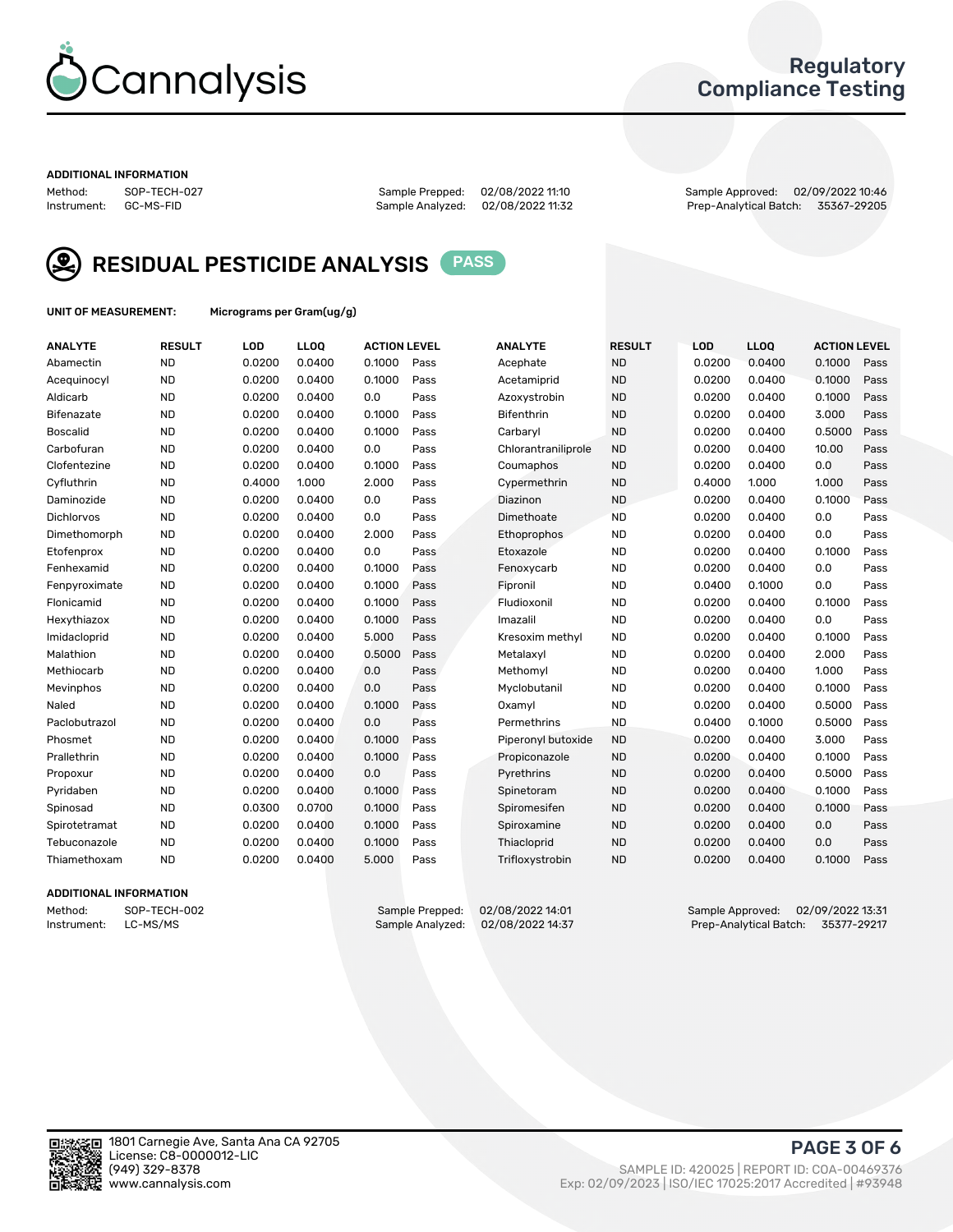# Cannalysis

## Regulatory Compliance Testing

**ADDITIONAL INFORMATION**

Method: SOP-TECH-027
Instrument: GC-MS-FID

Sample Prepped: 02/08/2022 11:10
Sample Analyzed: 02/08/2022 11:32

Sample Approved: 02/09/2022 10:46
Prep-Analytical Batch: 35367-29205

## RESIDUAL PESTICIDE ANALYSIS PASS

**UNIT OF MEASUREMENT:** Micrograms per Gram(ug/g)

| ANALYTE | RESULT | LOD | LLOQ | ACTION LEVEL | | ANALYTE | RESULT | LOD | LLOQ | ACTION LEVEL | |
|---|---|---|---|---|---|---|---|---|---|---|---|
| Abamectin | ND | 0.0200 | 0.0400 | 0.1000 | Pass | Acephate | ND | 0.0200 | 0.0400 | 0.1000 | Pass |
| Acequinocyl | ND | 0.0200 | 0.0400 | 0.1000 | Pass | Acetamiprid | ND | 0.0200 | 0.0400 | 0.1000 | Pass |
| Aldicarb | ND | 0.0200 | 0.0400 | 0.0 | Pass | Azoxystrobin | ND | 0.0200 | 0.0400 | 0.1000 | Pass |
| Bifenazate | ND | 0.0200 | 0.0400 | 0.1000 | Pass | Bifenthrin | ND | 0.0200 | 0.0400 | 3.000 | Pass |
| Boscalid | ND | 0.0200 | 0.0400 | 0.1000 | Pass | Carbaryl | ND | 0.0200 | 0.0400 | 0.5000 | Pass |
| Carbofuran | ND | 0.0200 | 0.0400 | 0.0 | Pass | Chlorantraniliprole | ND | 0.0200 | 0.0400 | 10.00 | Pass |
| Clofentezine | ND | 0.0200 | 0.0400 | 0.1000 | Pass | Coumaphos | ND | 0.0200 | 0.0400 | 0.0 | Pass |
| Cyfluthrin | ND | 0.4000 | 1.000 | 2.000 | Pass | Cypermethrin | ND | 0.4000 | 1.000 | 1.000 | Pass |
| Daminozide | ND | 0.0200 | 0.0400 | 0.0 | Pass | Diazinon | ND | 0.0200 | 0.0400 | 0.1000 | Pass |
| Dichlorvos | ND | 0.0200 | 0.0400 | 0.0 | Pass | Dimethoate | ND | 0.0200 | 0.0400 | 0.0 | Pass |
| Dimethomorph | ND | 0.0200 | 0.0400 | 2.000 | Pass | Ethoprophos | ND | 0.0200 | 0.0400 | 0.0 | Pass |
| Etofenprox | ND | 0.0200 | 0.0400 | 0.0 | Pass | Etoxazole | ND | 0.0200 | 0.0400 | 0.1000 | Pass |
| Fenhexamid | ND | 0.0200 | 0.0400 | 0.1000 | Pass | Fenoxycarb | ND | 0.0200 | 0.0400 | 0.0 | Pass |
| Fenpyroximate | ND | 0.0200 | 0.0400 | 0.1000 | Pass | Fipronil | ND | 0.0400 | 0.1000 | 0.0 | Pass |
| Flonicamid | ND | 0.0200 | 0.0400 | 0.1000 | Pass | Fludioxonil | ND | 0.0200 | 0.0400 | 0.1000 | Pass |
| Hexythiazox | ND | 0.0200 | 0.0400 | 0.1000 | Pass | Imazalil | ND | 0.0200 | 0.0400 | 0.0 | Pass |
| Imidacloprid | ND | 0.0200 | 0.0400 | 5.000 | Pass | Kresoxim methyl | ND | 0.0200 | 0.0400 | 0.1000 | Pass |
| Malathion | ND | 0.0200 | 0.0400 | 0.5000 | Pass | Metalaxyl | ND | 0.0200 | 0.0400 | 2.000 | Pass |
| Methiocarb | ND | 0.0200 | 0.0400 | 0.0 | Pass | Methomyl | ND | 0.0200 | 0.0400 | 1.000 | Pass |
| Mevinphos | ND | 0.0200 | 0.0400 | 0.0 | Pass | Myclobutanil | ND | 0.0200 | 0.0400 | 0.1000 | Pass |
| Naled | ND | 0.0200 | 0.0400 | 0.1000 | Pass | Oxamyl | ND | 0.0200 | 0.0400 | 0.5000 | Pass |
| Paclobutrazol | ND | 0.0200 | 0.0400 | 0.0 | Pass | Permethrins | ND | 0.0400 | 0.1000 | 0.5000 | Pass |
| Phosmet | ND | 0.0200 | 0.0400 | 0.1000 | Pass | Piperonyl butoxide | ND | 0.0200 | 0.0400 | 3.000 | Pass |
| Prallethrin | ND | 0.0200 | 0.0400 | 0.1000 | Pass | Propiconazole | ND | 0.0200 | 0.0400 | 0.1000 | Pass |
| Propoxur | ND | 0.0200 | 0.0400 | 0.0 | Pass | Pyrethrins | ND | 0.0200 | 0.0400 | 0.5000 | Pass |
| Pyridaben | ND | 0.0200 | 0.0400 | 0.1000 | Pass | Spinetoram | ND | 0.0200 | 0.0400 | 0.1000 | Pass |
| Spinosad | ND | 0.0300 | 0.0700 | 0.1000 | Pass | Spiromesifen | ND | 0.0200 | 0.0400 | 0.1000 | Pass |
| Spirotetramat | ND | 0.0200 | 0.0400 | 0.1000 | Pass | Spiroxamine | ND | 0.0200 | 0.0400 | 0.0 | Pass |
| Tebuconazole | ND | 0.0200 | 0.0400 | 0.1000 | Pass | Thiacloprid | ND | 0.0200 | 0.0400 | 0.0 | Pass |
| Thiamethoxam | ND | 0.0200 | 0.0400 | 5.000 | Pass | Trifloxystrobin | ND | 0.0200 | 0.0400 | 0.1000 | Pass |

**ADDITIONAL INFORMATION**

Method: SOP-TECH-002
Instrument: LC-MS/MS

Sample Prepped: 02/08/2022 14:01
Sample Analyzed: 02/08/2022 14:37

Sample Approved: 02/09/2022 13:31
Prep-Analytical Batch: 35377-29217

1801 Carnegie Ave, Santa Ana CA 92705
License: C8-0000012-LIC
(949) 329-8378
www.cannalysis.com

SAMPLE ID: 420025 | REPORT ID: COA-00469376
Exp: 02/09/2023 | ISO/IEC 17025:2017 Accredited | #93948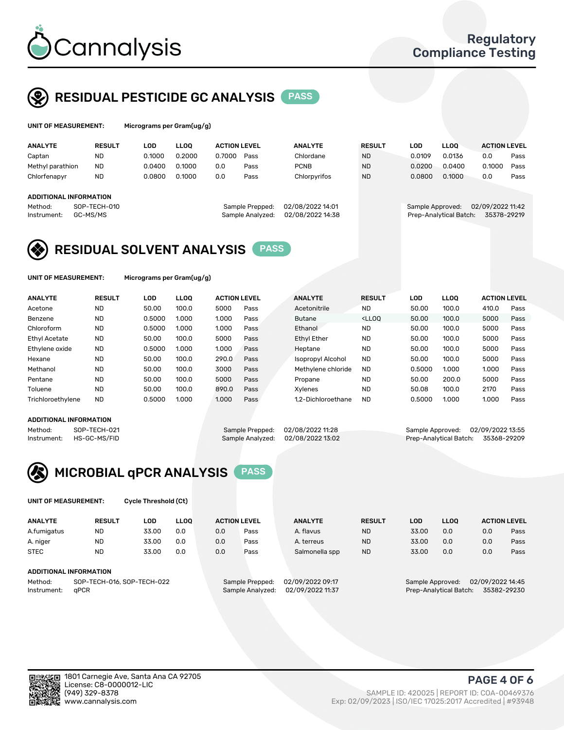# RESIDUAL PESTICIDE GC ANALYSIS PASS

**UNIT OF MEASUREMENT:** Micrograms per Gram(ug/g)

| ANALYTE | RESULT | LOD | LLOQ | ACTION LEVEL | | ANALYTE | RESULT | LOD | LLOQ | ACTION LEVEL | |
|---|---|---|---|---|---|---|---|---|---|---|---|
| Captan | ND | 0.1000 | 0.2000 | 0.7000 | Pass | Chlordane | ND | 0.0109 | 0.0136 | 0.0 | Pass |
| Methyl parathion | ND | 0.0400 | 0.1000 | 0.0 | Pass | PCNB | ND | 0.0200 | 0.0400 | 0.1000 | Pass |
| Chlorfenapyr | ND | 0.0800 | 0.1000 | 0.0 | Pass | Chlorpyrifos | ND | 0.0800 | 0.1000 | 0.0 | Pass |

**ADDITIONAL INFORMATION**

Method: SOP-TECH-010
Instrument: GC-MS/MS
Sample Prepped: 02/08/2022 14:01
Sample Analyzed: 02/08/2022 14:38
Sample Approved: 02/09/2022 11:42
Prep-Analytical Batch: 35378-29219

# RESIDUAL SOLVENT ANALYSIS PASS

**UNIT OF MEASUREMENT:** Micrograms per Gram(ug/g)

| ANALYTE | RESULT | LOD | LLOQ | ACTION LEVEL | | ANALYTE | RESULT | LOD | LLOQ | ACTION LEVEL | |
|---|---|---|---|---|---|---|---|---|---|---|---|
| Acetone | ND | 50.00 | 100.0 | 5000 | Pass | Acetonitrile | ND | 50.00 | 100.0 | 410.0 | Pass |
| Benzene | ND | 0.5000 | 1.000 | 1.000 | Pass | Butane | <LLOQ | 50.00 | 100.0 | 5000 | Pass |
| Chloroform | ND | 0.5000 | 1.000 | 1.000 | Pass | Ethanol | ND | 50.00 | 100.0 | 5000 | Pass |
| Ethyl Acetate | ND | 50.00 | 100.0 | 5000 | Pass | Ethyl Ether | ND | 50.00 | 100.0 | 5000 | Pass |
| Ethylene oxide | ND | 0.5000 | 1.000 | 1.000 | Pass | Heptane | ND | 50.00 | 100.0 | 5000 | Pass |
| Hexane | ND | 50.00 | 100.0 | 290.0 | Pass | Isopropyl Alcohol | ND | 50.00 | 100.0 | 5000 | Pass |
| Methanol | ND | 50.00 | 100.0 | 3000 | Pass | Methylene chloride | ND | 0.5000 | 1.000 | 1.000 | Pass |
| Pentane | ND | 50.00 | 100.0 | 5000 | Pass | Propane | ND | 50.00 | 200.0 | 5000 | Pass |
| Toluene | ND | 50.00 | 100.0 | 890.0 | Pass | Xylenes | ND | 50.08 | 100.0 | 2170 | Pass |
| Trichloroethylene | ND | 0.5000 | 1.000 | 1.000 | Pass | 1,2-Dichloroethane | ND | 0.5000 | 1.000 | 1.000 | Pass |

**ADDITIONAL INFORMATION**

Method: SOP-TECH-021
Instrument: HS-GC-MS/FID
Sample Prepped: 02/08/2022 11:28
Sample Analyzed: 02/08/2022 13:02
Sample Approved: 02/09/2022 13:55
Prep-Analytical Batch: 35368-29209

# MICROBIAL qPCR ANALYSIS PASS

**UNIT OF MEASUREMENT:** Cycle Threshold (Ct)

| ANALYTE | RESULT | LOD | LLOQ | ACTION LEVEL | | ANALYTE | RESULT | LOD | LLOQ | ACTION LEVEL | |
|---|---|---|---|---|---|---|---|---|---|---|---|
| A.fumigatus | ND | 33.00 | 0.0 | 0.0 | Pass | A. flavus | ND | 33.00 | 0.0 | 0.0 | Pass |
| A. niger | ND | 33.00 | 0.0 | 0.0 | Pass | A. terreus | ND | 33.00 | 0.0 | 0.0 | Pass |
| STEC | ND | 33.00 | 0.0 | 0.0 | Pass | Salmonella spp | ND | 33.00 | 0.0 | 0.0 | Pass |

**ADDITIONAL INFORMATION**

Method: SOP-TECH-016, SOP-TECH-022
Instrument: qPCR
Sample Prepped: 02/09/2022 09:17
Sample Analyzed: 02/09/2022 11:37
Sample Approved: 02/09/2022 14:45
Prep-Analytical Batch: 35382-29230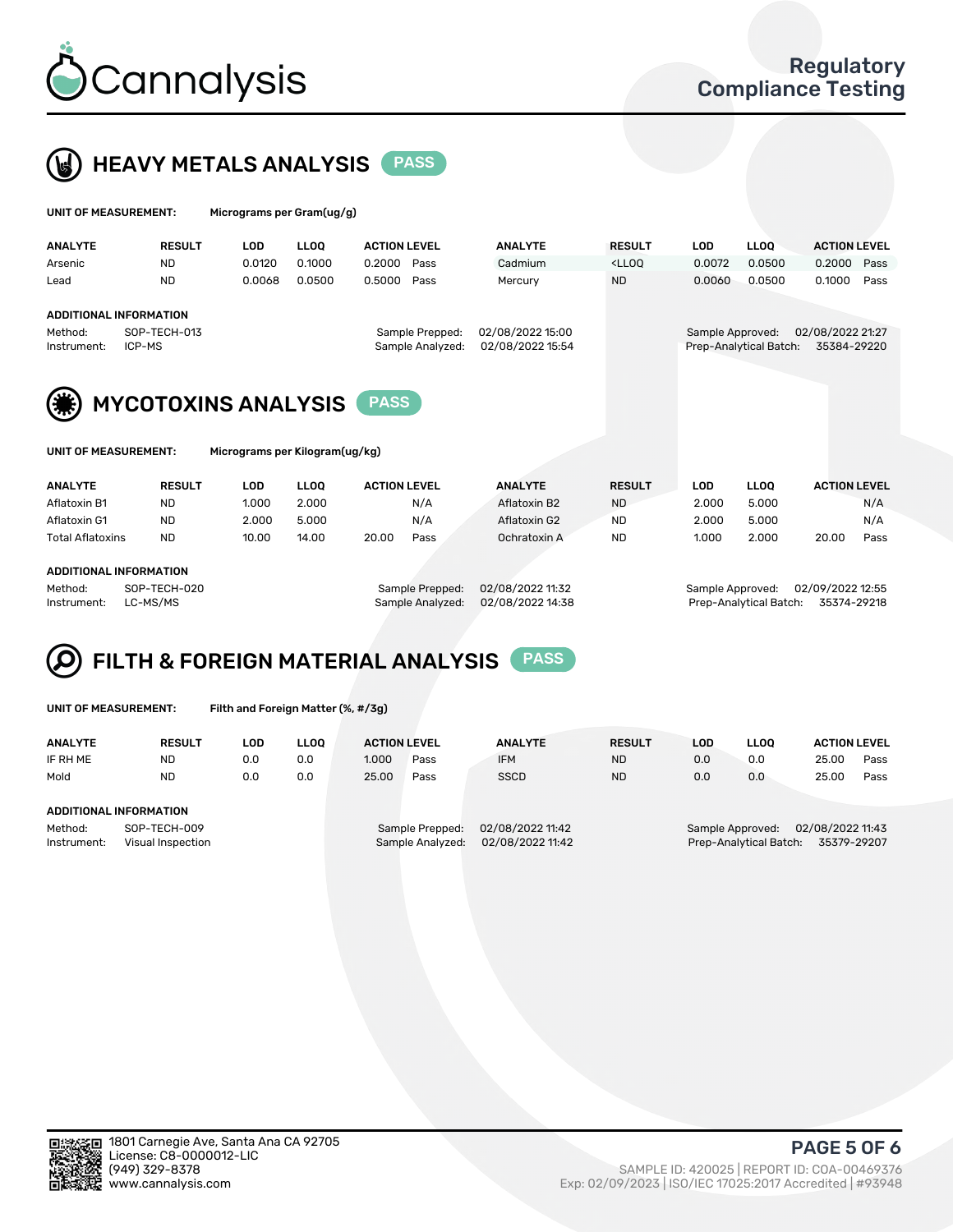# Cannalysis

Regulatory Compliance Testing

## HEAVY METALS ANALYSIS PASS

**UNIT OF MEASUREMENT:** Micrograms per Gram(ug/g)

| ANALYTE | RESULT | LOD | LLOQ | ACTION LEVEL | | ANALYTE | RESULT | LOD | LLOQ | ACTION LEVEL | |
|---|---|---|---|---|---|---|---|---|---|---|---|
| Arsenic | ND | 0.0120 | 0.1000 | 0.2000 | Pass | Cadmium | <LLOQ | 0.0072 | 0.0500 | 0.2000 | Pass |
| Lead | ND | 0.0068 | 0.0500 | 0.5000 | Pass | Mercury | ND | 0.0060 | 0.0500 | 0.1000 | Pass |

**ADDITIONAL INFORMATION**

Method: SOP-TECH-013
Instrument: ICP-MS
Sample Prepped: 02/08/2022 15:00
Sample Analyzed: 02/08/2022 15:54
Sample Approved: 02/08/2022 21:27
Prep-Analytical Batch: 35384-29220

## MYCOTOXINS ANALYSIS PASS

**UNIT OF MEASUREMENT:** Micrograms per Kilogram(ug/kg)

| ANALYTE | RESULT | LOD | LLOQ | ACTION LEVEL | | ANALYTE | RESULT | LOD | LLOQ | ACTION LEVEL | |
|---|---|---|---|---|---|---|---|---|---|---|---|
| Aflatoxin B1 | ND | 1.000 | 2.000 | | N/A | Aflatoxin B2 | ND | 2.000 | 5.000 | | N/A |
| Aflatoxin G1 | ND | 2.000 | 5.000 | | N/A | Aflatoxin G2 | ND | 2.000 | 5.000 | | N/A |
| Total Aflatoxins | ND | 10.00 | 14.00 | 20.00 | Pass | Ochratoxin A | ND | 1.000 | 2.000 | 20.00 | Pass |

**ADDITIONAL INFORMATION**

Method: SOP-TECH-020
Instrument: LC-MS/MS
Sample Prepped: 02/08/2022 11:32
Sample Analyzed: 02/08/2022 14:38
Sample Approved: 02/09/2022 12:55
Prep-Analytical Batch: 35374-29218

## FILTH & FOREIGN MATERIAL ANALYSIS PASS

**UNIT OF MEASUREMENT:** Filth and Foreign Matter (%, #/3g)

| ANALYTE | RESULT | LOD | LLOQ | ACTION LEVEL | | ANALYTE | RESULT | LOD | LLOQ | ACTION LEVEL | |
|---|---|---|---|---|---|---|---|---|---|---|---|
| IF RH ME | ND | 0.0 | 0.0 | 1.000 | Pass | IFM | ND | 0.0 | 0.0 | 25.00 | Pass |
| Mold | ND | 0.0 | 0.0 | 25.00 | Pass | SSCD | ND | 0.0 | 0.0 | 25.00 | Pass |

**ADDITIONAL INFORMATION**

Method: SOP-TECH-009
Instrument: Visual Inspection
Sample Prepped: 02/08/2022 11:42
Sample Analyzed: 02/08/2022 11:42
Sample Approved: 02/08/2022 11:43
Prep-Analytical Batch: 35379-29207

1801 Carnegie Ave, Santa Ana CA 92705
License: C8-0000012-LIC
(949) 329-8378
www.cannalysis.com

SAMPLE ID: 420025 | REPORT ID: COA-00469376
Exp: 02/09/2023 | ISO/IEC 17025:2017 Accredited | #93948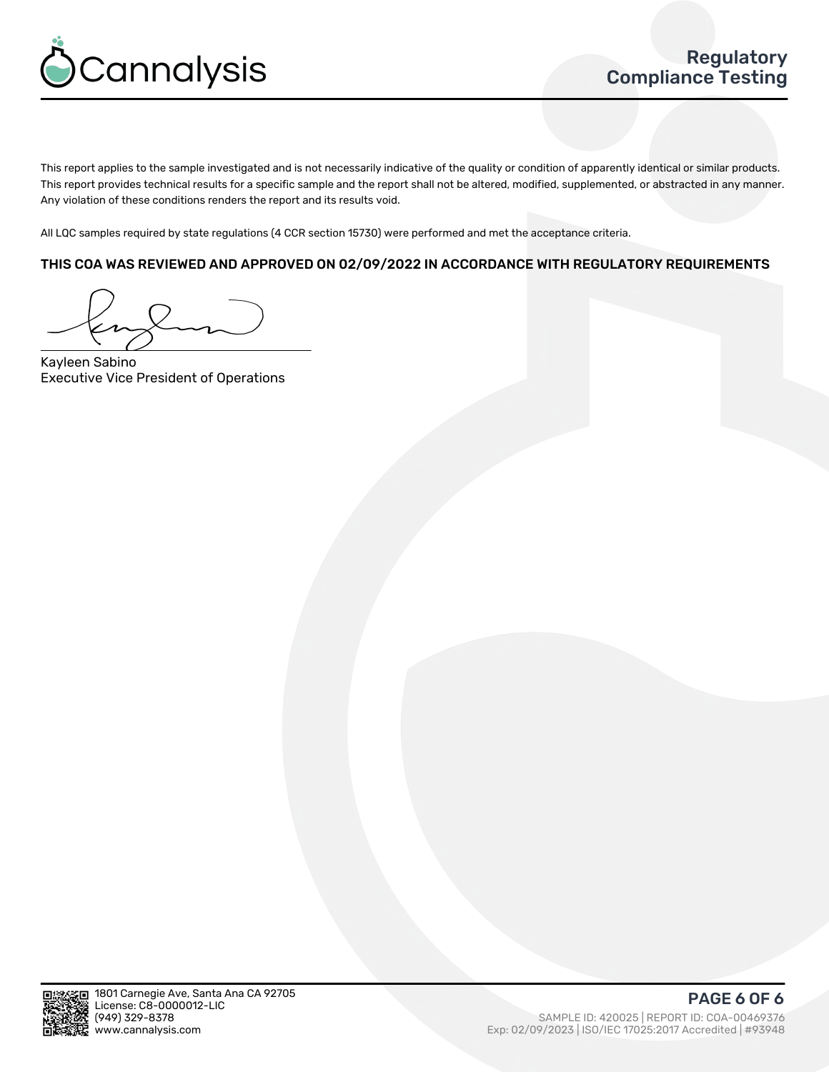This report applies to the sample investigated and is not necessarily indicative of the quality or condition of apparently identical or similar products. This report provides technical results for a specific sample and the report shall not be altered, modified, supplemented, or abstracted in any manner. Any violation of these conditions renders the report and its results void.

All LQC samples required by state regulations (4 CCR section 15730) were performed and met the acceptance criteria.

**THIS COA WAS REVIEWED AND APPROVED ON 02/09/2022 IN ACCORDANCE WITH REGULATORY REQUIREMENTS**

Kayleen Sabino
Executive Vice President of Operations

1801 Carnegie Ave, Santa Ana CA 92705
License: C8-0000012-LIC
(949) 329-8378
www.cannalysis.com

SAMPLE ID: 420025 | REPORT ID: COA-00469376
Exp: 02/09/2023 | ISO/IEC 17025:2017 Accredited | #93948